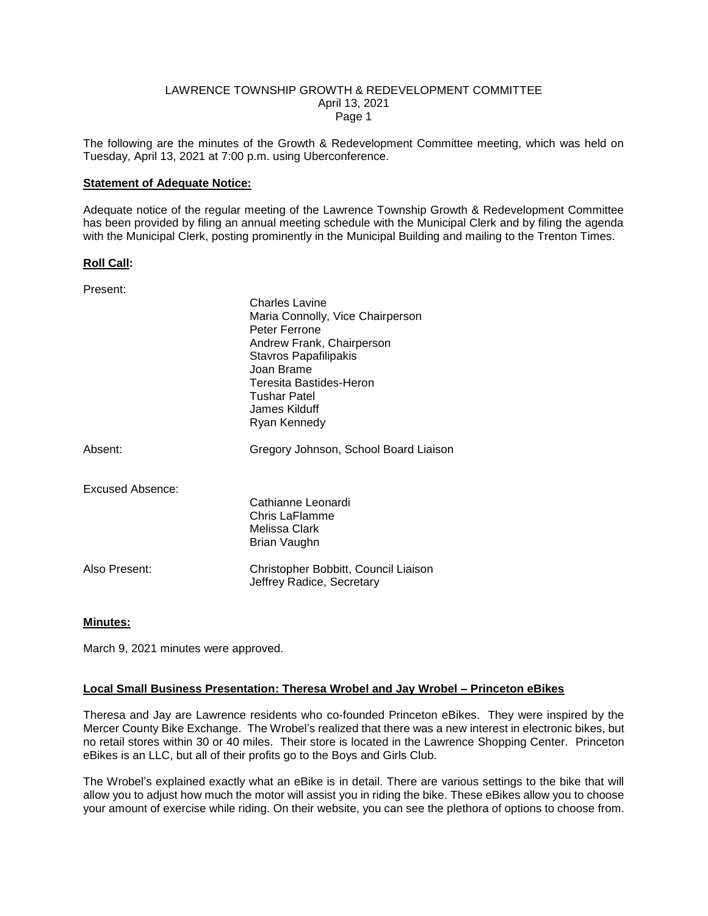# LAWRENCE TOWNSHIP GROWTH & REDEVELOPMENT COMMITTEE

April 13, 2021

The following are the minutes of the Growth & Redevelopment Committee meeting, which was held on Tuesday, April 13, 2021 at 7:00 p.m. using Uberconference.

**Statement of Adequate Notice:**

Adequate notice of the regular meeting of the Lawrence Township Growth & Redevelopment Committee has been provided by filing an annual meeting schedule with the Municipal Clerk and by filing the agenda with the Municipal Clerk, posting prominently in the Municipal Building and mailing to the Trenton Times.

**Roll Call:**

Present:

- Charles Lavine
- Maria Connolly, Vice Chairperson
- Peter Ferrone
- Andrew Frank, Chairperson
- Stavros Papafilipakis
- Joan Brame
- Teresita Bastides-Heron
- Tushar Patel
- James Kilduff
- Ryan Kennedy

Absent:

- Gregory Johnson, School Board Liaison

Excused Absence:

- Cathianne Leonardi
- Chris LaFlamme
- Melissa Clark
- Brian Vaughn

Also Present:

- Christopher Bobbitt, Council Liaison
- Jeffrey Radice, Secretary

**Minutes:**

March 9, 2021 minutes were approved.

**Local Small Business Presentation: Theresa Wrobel and Jay Wrobel – Princeton eBikes**

Theresa and Jay are Lawrence residents who co-founded Princeton eBikes. They were inspired by the Mercer County Bike Exchange. The Wrobel's realized that there was a new interest in electronic bikes, but no retail stores within 30 or 40 miles. Their store is located in the Lawrence Shopping Center. Princeton eBikes is an LLC, but all of their profits go to the Boys and Girls Club.

The Wrobel's explained exactly what an eBike is in detail. There are various settings to the bike that will allow you to adjust how much the motor will assist you in riding the bike. These eBikes allow you to choose your amount of exercise while riding. On their website, you can see the plethora of options to choose from.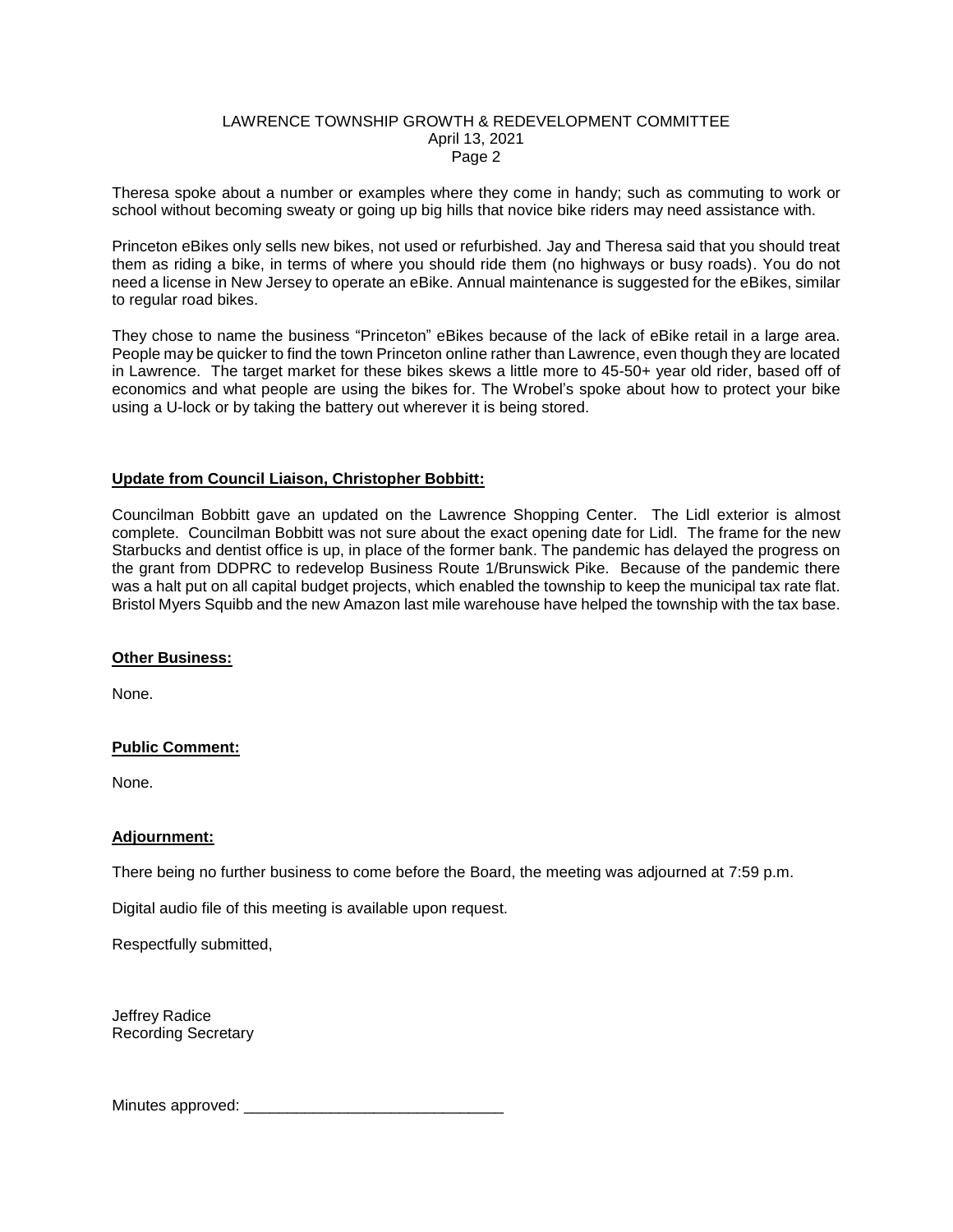Theresa spoke about a number or examples where they come in handy; such as commuting to work or school without becoming sweaty or going up big hills that novice bike riders may need assistance with.

Princeton eBikes only sells new bikes, not used or refurbished. Jay and Theresa said that you should treat them as riding a bike, in terms of where you should ride them (no highways or busy roads). You do not need a license in New Jersey to operate an eBike. Annual maintenance is suggested for the eBikes, similar to regular road bikes.

They chose to name the business "Princeton" eBikes because of the lack of eBike retail in a large area. People may be quicker to find the town Princeton online rather than Lawrence, even though they are located in Lawrence. The target market for these bikes skews a little more to 45-50+ year old rider, based off of economics and what people are using the bikes for. The Wrobel's spoke about how to protect your bike using a U-lock or by taking the battery out wherever it is being stored.

**Update from Council Liaison, Christopher Bobbitt:**

Councilman Bobbitt gave an updated on the Lawrence Shopping Center. The Lidl exterior is almost complete. Councilman Bobbitt was not sure about the exact opening date for Lidl. The frame for the new Starbucks and dentist office is up, in place of the former bank. The pandemic has delayed the progress on the grant from DDPRC to redevelop Business Route 1/Brunswick Pike. Because of the pandemic there was a halt put on all capital budget projects, which enabled the township to keep the municipal tax rate flat. Bristol Myers Squibb and the new Amazon last mile warehouse have helped the township with the tax base.

**Other Business:**

None.

**Public Comment:**

None.

**Adjournment:**

There being no further business to come before the Board, the meeting was adjourned at 7:59 p.m.

Digital audio file of this meeting is available upon request.

Respectfully submitted,

Jeffrey Radice
Recording Secretary

Minutes approved: ______________________________